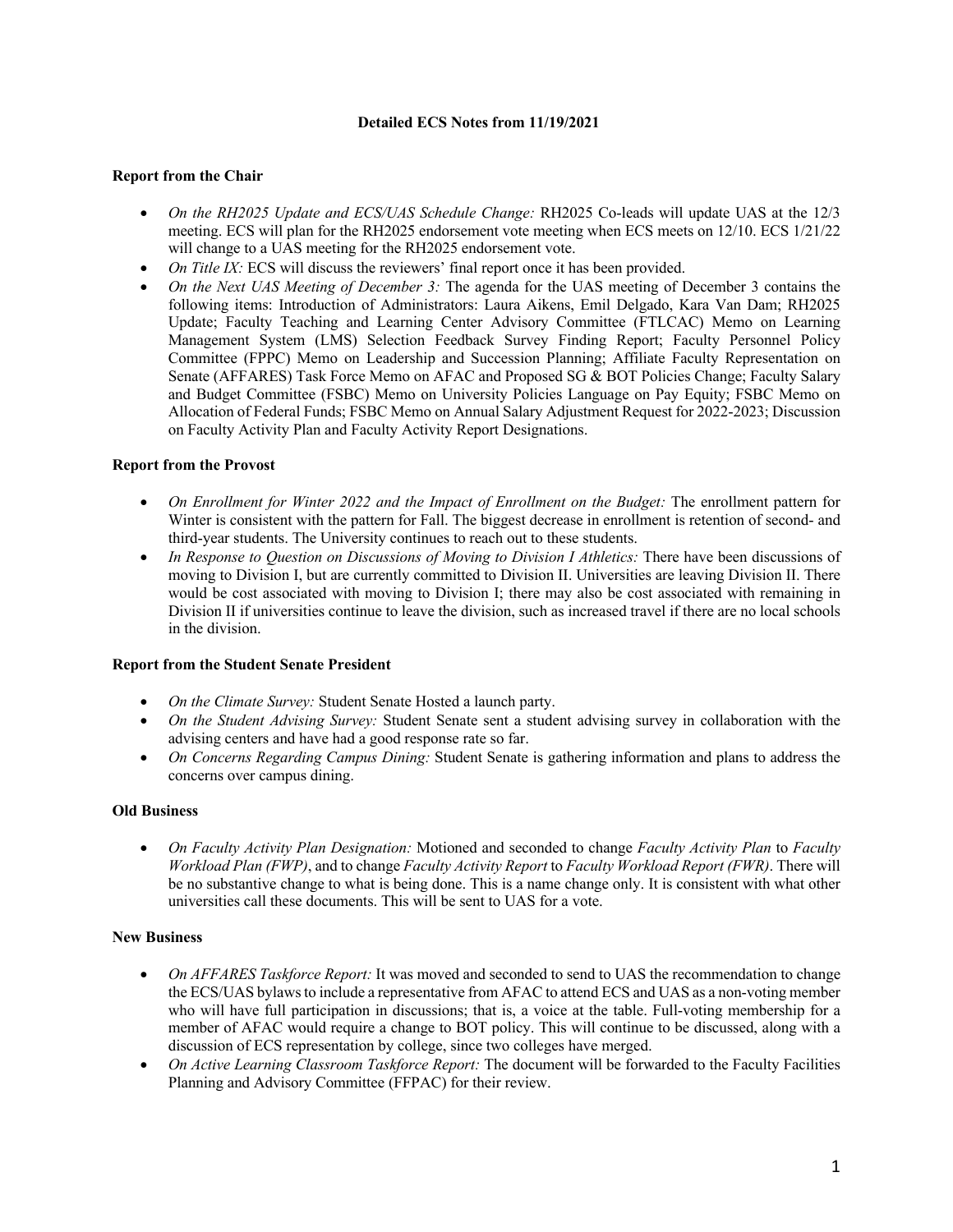**Detailed ECS Notes from 11/19/2021**

**Report from the Chair**

- *On the RH2025 Update and ECS/UAS Schedule Change:* RH2025 Co-leads will update UAS at the 12/3 meeting. ECS will plan for the RH2025 endorsement vote meeting when ECS meets on 12/10. ECS 1/21/22 will change to a UAS meeting for the RH2025 endorsement vote.
- *On Title IX:* ECS will discuss the reviewers' final report once it has been provided.
- *On the Next UAS Meeting of December 3:* The agenda for the UAS meeting of December 3 contains the following items: Introduction of Administrators: Laura Aikens, Emil Delgado, Kara Van Dam; RH2025 Update; Faculty Teaching and Learning Center Advisory Committee (FTLCAC) Memo on Learning Management System (LMS) Selection Feedback Survey Finding Report; Faculty Personnel Policy Committee (FPPC) Memo on Leadership and Succession Planning; Affiliate Faculty Representation on Senate (AFFARES) Task Force Memo on AFAC and Proposed SG & BOT Policies Change; Faculty Salary and Budget Committee (FSBC) Memo on University Policies Language on Pay Equity; FSBC Memo on Allocation of Federal Funds; FSBC Memo on Annual Salary Adjustment Request for 2022-2023; Discussion on Faculty Activity Plan and Faculty Activity Report Designations.

**Report from the Provost**

- *On Enrollment for Winter 2022 and the Impact of Enrollment on the Budget:* The enrollment pattern for Winter is consistent with the pattern for Fall. The biggest decrease in enrollment is retention of second- and third-year students. The University continues to reach out to these students.
- *In Response to Question on Discussions of Moving to Division I Athletics:* There have been discussions of moving to Division I, but are currently committed to Division II. Universities are leaving Division II. There would be cost associated with moving to Division I; there may also be cost associated with remaining in Division II if universities continue to leave the division, such as increased travel if there are no local schools in the division.

**Report from the Student Senate President**

- *On the Climate Survey:* Student Senate Hosted a launch party.
- *On the Student Advising Survey:* Student Senate sent a student advising survey in collaboration with the advising centers and have had a good response rate so far.
- *On Concerns Regarding Campus Dining:* Student Senate is gathering information and plans to address the concerns over campus dining.

**Old Business**

- *On Faculty Activity Plan Designation:* Motioned and seconded to change *Faculty Activity Plan* to *Faculty Workload Plan (FWP)*, and to change *Faculty Activity Report* to *Faculty Workload Report (FWR)*. There will be no substantive change to what is being done. This is a name change only. It is consistent with what other universities call these documents. This will be sent to UAS for a vote.

**New Business**

- *On AFFARES Taskforce Report:* It was moved and seconded to send to UAS the recommendation to change the ECS/UAS bylaws to include a representative from AFAC to attend ECS and UAS as a non-voting member who will have full participation in discussions; that is, a voice at the table. Full-voting membership for a member of AFAC would require a change to BOT policy. This will continue to be discussed, along with a discussion of ECS representation by college, since two colleges have merged.
- *On Active Learning Classroom Taskforce Report:* The document will be forwarded to the Faculty Facilities Planning and Advisory Committee (FFPAC) for their review.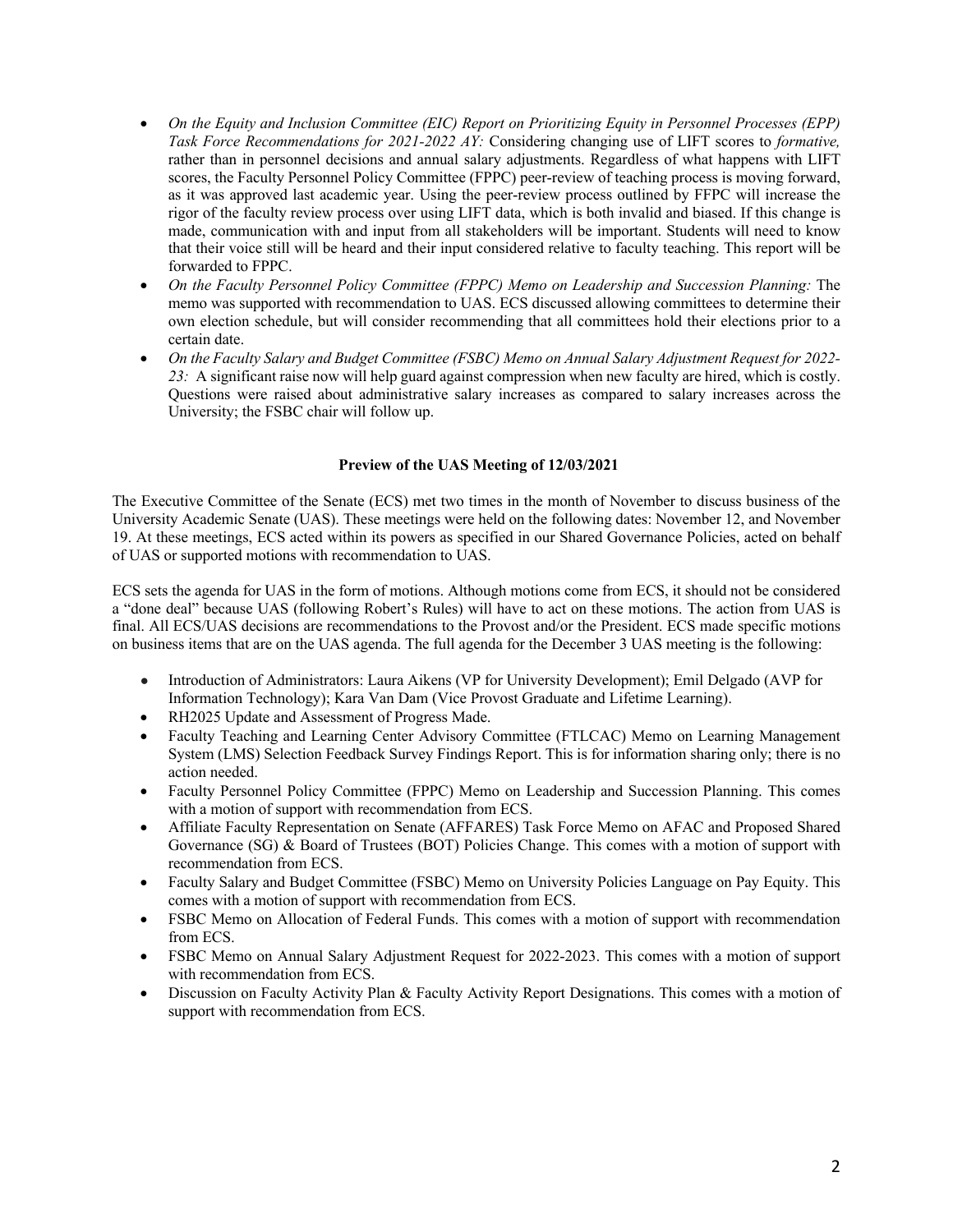- *On the Equity and Inclusion Committee (EIC) Report on Prioritizing Equity in Personnel Processes (EPP) Task Force Recommendations for 2021-2022 AY:* Considering changing use of LIFT scores to *formative,* rather than in personnel decisions and annual salary adjustments. Regardless of what happens with LIFT scores, the Faculty Personnel Policy Committee (FPPC) peer-review of teaching process is moving forward, as it was approved last academic year. Using the peer-review process outlined by FFPC will increase the rigor of the faculty review process over using LIFT data, which is both invalid and biased. If this change is made, communication with and input from all stakeholders will be important. Students will need to know that their voice still will be heard and their input considered relative to faculty teaching. This report will be forwarded to FPPC.
- *On the Faculty Personnel Policy Committee (FPPC) Memo on Leadership and Succession Planning:* The memo was supported with recommendation to UAS. ECS discussed allowing committees to determine their own election schedule, but will consider recommending that all committees hold their elections prior to a certain date.
- *On the Faculty Salary and Budget Committee (FSBC) Memo on Annual Salary Adjustment Request for 2022-23:* A significant raise now will help guard against compression when new faculty are hired, which is costly. Questions were raised about administrative salary increases as compared to salary increases across the University; the FSBC chair will follow up.

**Preview of the UAS Meeting of 12/03/2021**

The Executive Committee of the Senate (ECS) met two times in the month of November to discuss business of the University Academic Senate (UAS). These meetings were held on the following dates: November 12, and November 19. At these meetings, ECS acted within its powers as specified in our Shared Governance Policies, acted on behalf of UAS or supported motions with recommendation to UAS.

ECS sets the agenda for UAS in the form of motions. Although motions come from ECS, it should not be considered a "done deal" because UAS (following Robert's Rules) will have to act on these motions. The action from UAS is final. All ECS/UAS decisions are recommendations to the Provost and/or the President. ECS made specific motions on business items that are on the UAS agenda. The full agenda for the December 3 UAS meeting is the following:

- Introduction of Administrators: Laura Aikens (VP for University Development); Emil Delgado (AVP for Information Technology); Kara Van Dam (Vice Provost Graduate and Lifetime Learning).
- RH2025 Update and Assessment of Progress Made.
- Faculty Teaching and Learning Center Advisory Committee (FTLCAC) Memo on Learning Management System (LMS) Selection Feedback Survey Findings Report. This is for information sharing only; there is no action needed.
- Faculty Personnel Policy Committee (FPPC) Memo on Leadership and Succession Planning. This comes with a motion of support with recommendation from ECS.
- Affiliate Faculty Representation on Senate (AFFARES) Task Force Memo on AFAC and Proposed Shared Governance (SG) & Board of Trustees (BOT) Policies Change. This comes with a motion of support with recommendation from ECS.
- Faculty Salary and Budget Committee (FSBC) Memo on University Policies Language on Pay Equity. This comes with a motion of support with recommendation from ECS.
- FSBC Memo on Allocation of Federal Funds. This comes with a motion of support with recommendation from ECS.
- FSBC Memo on Annual Salary Adjustment Request for 2022-2023. This comes with a motion of support with recommendation from ECS.
- Discussion on Faculty Activity Plan & Faculty Activity Report Designations. This comes with a motion of support with recommendation from ECS.